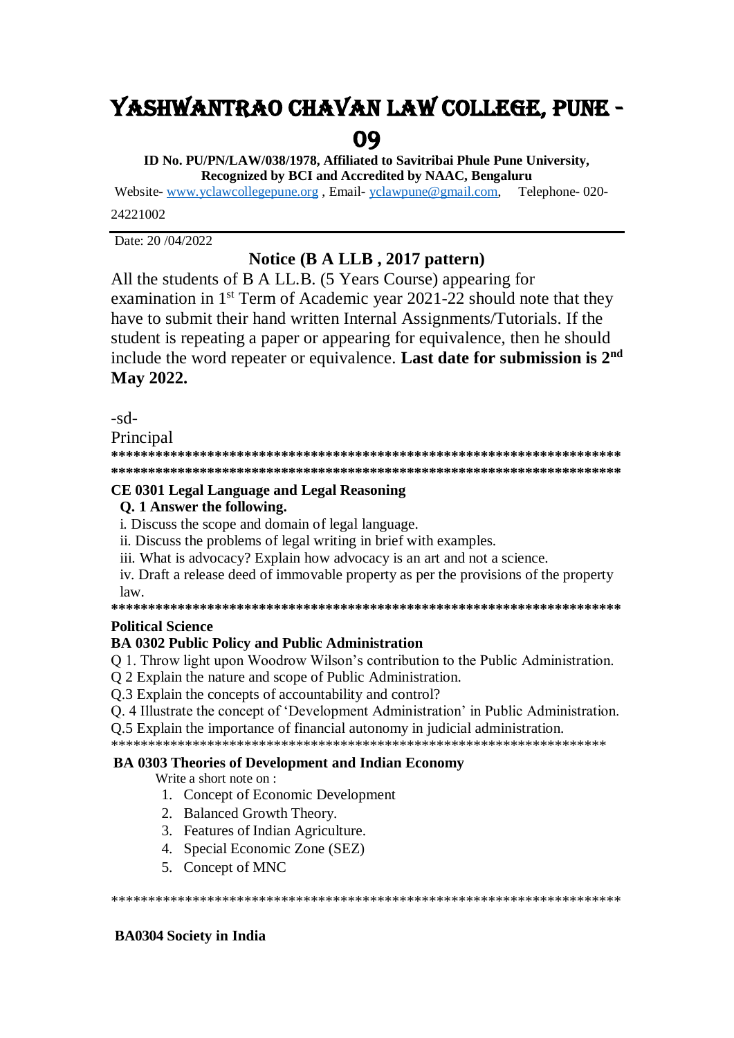# YASHWANTRAO CHAVAN LAW COLLEGE, PUNE - 09

**ID No. PU/PN/LAW/038/1978, Affiliated to Savitribai Phule Pune University, Recognized by BCI and Accredited by NAAC, Bengaluru**

Website- www.yclawcollegepune.org , Email- yclawpune@gmail.com, Telephone- 020-24221002

---

Date: 20 /04/2022

## Notice (B A LLB , 2017 pattern)

All the students of B A LL.B. (5 Years Course) appearing for examination in 1st Term of Academic year 2021-22 should note that they have to submit their hand written Internal Assignments/Tutorials. If the student is repeating a paper or appearing for equivalence, then he should include the word repeater or equivalence. **Last date for submission is 2nd May 2022.**

-sd-

Principal

**************************************************************************
**************************************************************************

### CE 0301 Legal Language and Legal Reasoning

**Q. 1 Answer the following.**

i. Discuss the scope and domain of legal language.

ii. Discuss the problems of legal writing in brief with examples.

iii. What is advocacy? Explain how advocacy is an art and not a science.

iv. Draft a release deed of immovable property as per the provisions of the property law.

**************************************************************************

### Political Science

### BA 0302 Public Policy and Public Administration

Q 1. Throw light upon Woodrow Wilson's contribution to the Public Administration.

Q 2 Explain the nature and scope of Public Administration.

Q.3 Explain the concepts of accountability and control?

Q. 4 Illustrate the concept of 'Development Administration' in Public Administration.

Q.5 Explain the importance of financial autonomy in judicial administration.

**************************************************************************

### BA 0303 Theories of Development and Indian Economy

Write a short note on :

1. Concept of Economic Development
2. Balanced Growth Theory.
3. Features of Indian Agriculture.
4. Special Economic Zone (SEZ)
5. Concept of MNC

**************************************************************************

### BA0304 Society in India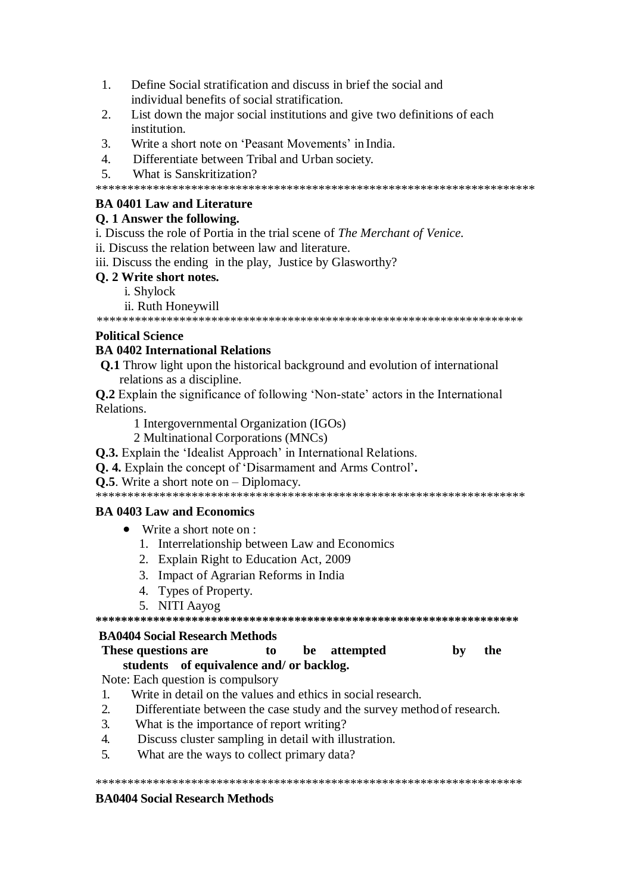1. Define Social stratification and discuss in brief the social and individual benefits of social stratification.
2. List down the major social institutions and give two definitions of each institution.
3. Write a short note on 'Peasant Movements' in India.
4. Differentiate between Tribal and Urban society.
5. What is Sanskritization?

************************************************************************

**BA 0401 Law and Literature**

**Q. 1 Answer the following.**

i. Discuss the role of Portia in the trial scene of *The Merchant of Venice.*

ii. Discuss the relation between law and literature.

iii. Discuss the ending in the play, Justice by Glasworthy?

**Q. 2 Write short notes.**

i. Shylock

ii. Ruth Honeywill

************************************************************************

**Political Science**

**BA 0402 International Relations**

**Q.1** Throw light upon the historical background and evolution of international relations as a discipline.

**Q.2** Explain the significance of following 'Non-state' actors in the International Relations.

1 Intergovernmental Organization (IGOs)

2 Multinational Corporations (MNCs)

**Q.3.** Explain the 'Idealist Approach' in International Relations.

**Q. 4.** Explain the concept of 'Disarmament and Arms Control'**.**

**Q.5**. Write a short note on – Diplomacy.

************************************************************************

**BA 0403 Law and Economics**

- Write a short note on :
  1. Interrelationship between Law and Economics
  2. Explain Right to Education Act, 2009
  3. Impact of Agrarian Reforms in India
  4. Types of Property.
  5. NITI Aayog

************************************************************************

**BA0404 Social Research Methods**

**These questions are to be attempted by the students of equivalence and/ or backlog.**

Note: Each question is compulsory

1. Write in detail on the values and ethics in social research.
2. Differentiate between the case study and the survey method of research.
3. What is the importance of report writing?
4. Discuss cluster sampling in detail with illustration.
5. What are the ways to collect primary data?

************************************************************************

**BA0404 Social Research Methods**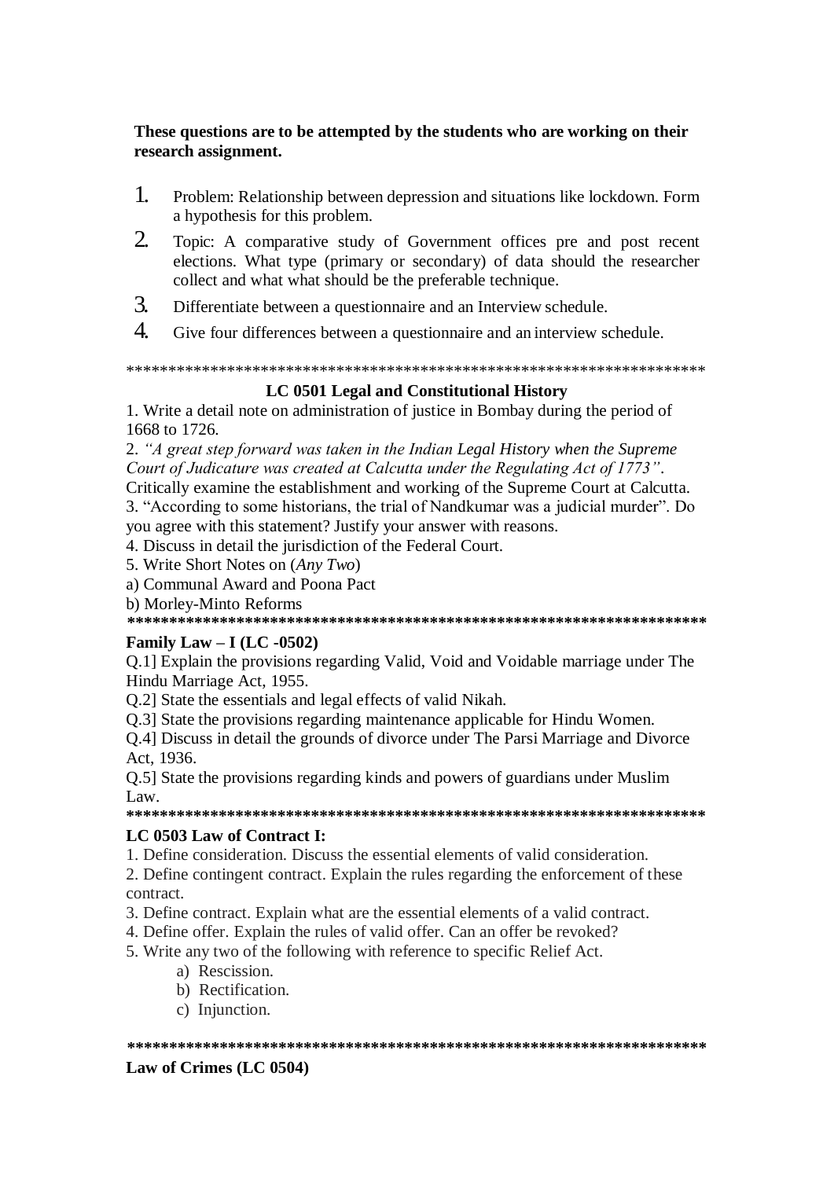**These questions are to be attempted by the students who are working on their research assignment.**

1. Problem: Relationship between depression and situations like lockdown. Form a hypothesis for this problem.
2. Topic: A comparative study of Government offices pre and post recent elections. What type (primary or secondary) of data should the researcher collect and what what should be the preferable technique.
3. Differentiate between a questionnaire and an Interview schedule.
4. Give four differences between a questionnaire and an interview schedule.

**************************************************************************

## LC 0501 Legal and Constitutional History

1. Write a detail note on administration of justice in Bombay during the period of 1668 to 1726.
2. *"A great step forward was taken in the Indian Legal History when the Supreme Court of Judicature was created at Calcutta under the Regulating Act of 1773"*. Critically examine the establishment and working of the Supreme Court at Calcutta.
3. "According to some historians, the trial of Nandkumar was a judicial murder". Do you agree with this statement? Justify your answer with reasons.
4. Discuss in detail the jurisdiction of the Federal Court.
5. Write Short Notes on (*Any Two*)

a) Communal Award and Poona Pact

b) Morley-Minto Reforms

**************************************************************************

## Family Law – I (LC -0502)

Q.1] Explain the provisions regarding Valid, Void and Voidable marriage under The Hindu Marriage Act, 1955.

Q.2] State the essentials and legal effects of valid Nikah.

Q.3] State the provisions regarding maintenance applicable for Hindu Women.

Q.4] Discuss in detail the grounds of divorce under The Parsi Marriage and Divorce Act, 1936.

Q.5] State the provisions regarding kinds and powers of guardians under Muslim Law.

**************************************************************************

## LC 0503 Law of Contract I:

1. Define consideration. Discuss the essential elements of valid consideration.
2. Define contingent contract. Explain the rules regarding the enforcement of these contract.
3. Define contract. Explain what are the essential elements of a valid contract.
4. Define offer. Explain the rules of valid offer. Can an offer be revoked?
5. Write any two of the following with reference to specific Relief Act.
   a) Rescission.
   b) Rectification.
   c) Injunction.

**************************************************************************

## Law of Crimes (LC 0504)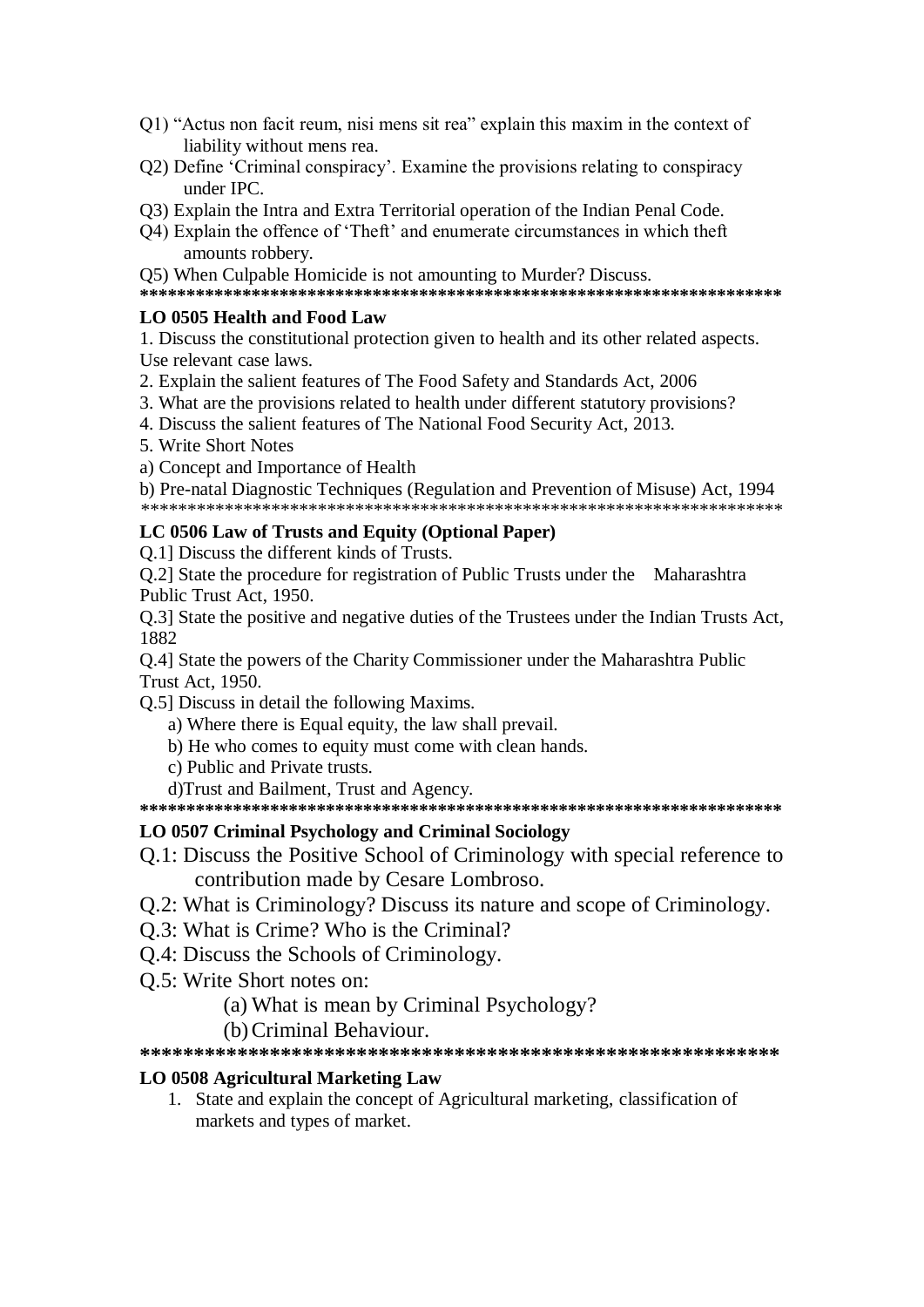Q1) "Actus non facit reum, nisi mens sit rea" explain this maxim in the context of liability without mens rea.

Q2) Define 'Criminal conspiracy'. Examine the provisions relating to conspiracy under IPC.

Q3) Explain the Intra and Extra Territorial operation of the Indian Penal Code.

Q4) Explain the offence of 'Theft' and enumerate circumstances in which theft amounts robbery.

Q5) When Culpable Homicide is not amounting to Murder? Discuss.

**********************************************************************

**LO 0505 Health and Food Law**

1. Discuss the constitutional protection given to health and its other related aspects. Use relevant case laws.
2. Explain the salient features of The Food Safety and Standards Act, 2006
3. What are the provisions related to health under different statutory provisions?
4. Discuss the salient features of The National Food Security Act, 2013.
5. Write Short Notes

a) Concept and Importance of Health

b) Pre-natal Diagnostic Techniques (Regulation and Prevention of Misuse) Act, 1994

**********************************************************************

**LC 0506 Law of Trusts and Equity (Optional Paper)**

Q.1] Discuss the different kinds of Trusts.

Q.2] State the procedure for registration of Public Trusts under the Maharashtra Public Trust Act, 1950.

Q.3] State the positive and negative duties of the Trustees under the Indian Trusts Act, 1882

Q.4] State the powers of the Charity Commissioner under the Maharashtra Public Trust Act, 1950.

Q.5] Discuss in detail the following Maxims.

a) Where there is Equal equity, the law shall prevail.

b) He who comes to equity must come with clean hands.

c) Public and Private trusts.

d)Trust and Bailment, Trust and Agency.

**********************************************************************

**LO 0507 Criminal Psychology and Criminal Sociology**

Q.1: Discuss the Positive School of Criminology with special reference to contribution made by Cesare Lombroso.

Q.2: What is Criminology? Discuss its nature and scope of Criminology.

Q.3: What is Crime? Who is the Criminal?

Q.4: Discuss the Schools of Criminology.

Q.5: Write Short notes on:

(a) What is mean by Criminal Psychology?

(b) Criminal Behaviour.

**********************************************************************

**LO 0508 Agricultural Marketing Law**

1. State and explain the concept of Agricultural marketing, classification of markets and types of market.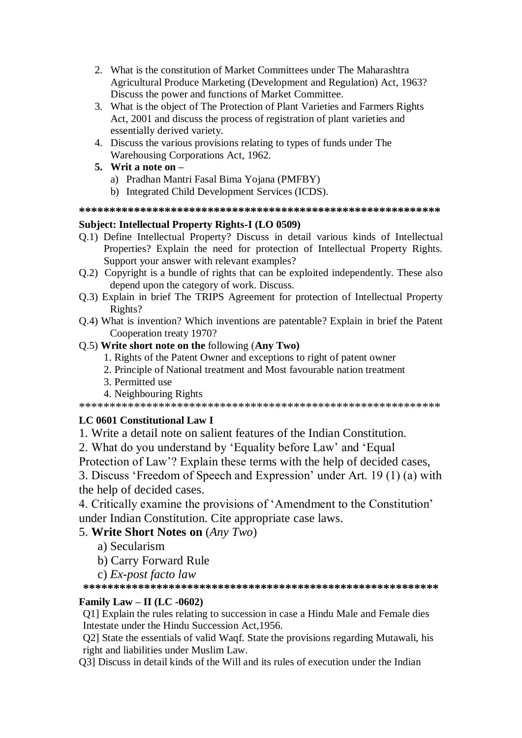2. What is the constitution of Market Committees under The Maharashtra Agricultural Produce Marketing (Development and Regulation) Act, 1963? Discuss the power and functions of Market Committee.
3. What is the object of The Protection of Plant Varieties and Farmers Rights Act, 2001 and discuss the process of registration of plant varieties and essentially derived variety.
4. Discuss the various provisions relating to types of funds under The Warehousing Corporations Act, 1962.
5. **Writ a note on –**
   a) Pradhan Mantri Fasal Bima Yojana (PMFBY)
   b) Integrated Child Development Services (ICDS).

**************************************************************

**Subject: Intellectual Property Rights-I (LO 0509)**

Q.1) Define Intellectual Property? Discuss in detail various kinds of Intellectual Properties? Explain the need for protection of Intellectual Property Rights. Support your answer with relevant examples?

Q.2) Copyright is a bundle of rights that can be exploited independently. These also depend upon the category of work. Discuss.

Q.3) Explain in brief The TRIPS Agreement for protection of Intellectual Property Rights?

Q.4) What is invention? Which inventions are patentable? Explain in brief the Patent Cooperation treaty 1970?

Q.5) **Write short note on the** following (**Any Two)**

1. Rights of the Patent Owner and exceptions to right of patent owner
2. Principle of National treatment and Most favourable nation treatment
3. Permitted use
4. Neighbouring Rights

**************************************************************

**LC 0601 Constitutional Law I**

1. Write a detail note on salient features of the Indian Constitution.
2. What do you understand by 'Equality before Law' and 'Equal Protection of Law'? Explain these terms with the help of decided cases,
3. Discuss 'Freedom of Speech and Expression' under Art. 19 (1) (a) with the help of decided cases.
4. Critically examine the provisions of 'Amendment to the Constitution' under Indian Constitution. Cite appropriate case laws.
5. **Write Short Notes on** (*Any Two*)
   a) Secularism
   b) Carry Forward Rule
   c) *Ex-post facto law*

**************************************************************

**Family Law – II (LC -0602)**

Q1] Explain the rules relating to succession in case a Hindu Male and Female dies Intestate under the Hindu Succession Act,1956.

Q2] State the essentials of valid Waqf. State the provisions regarding Mutawali, his right and liabilities under Muslim Law.

Q3] Discuss in detail kinds of the Will and its rules of execution under the Indian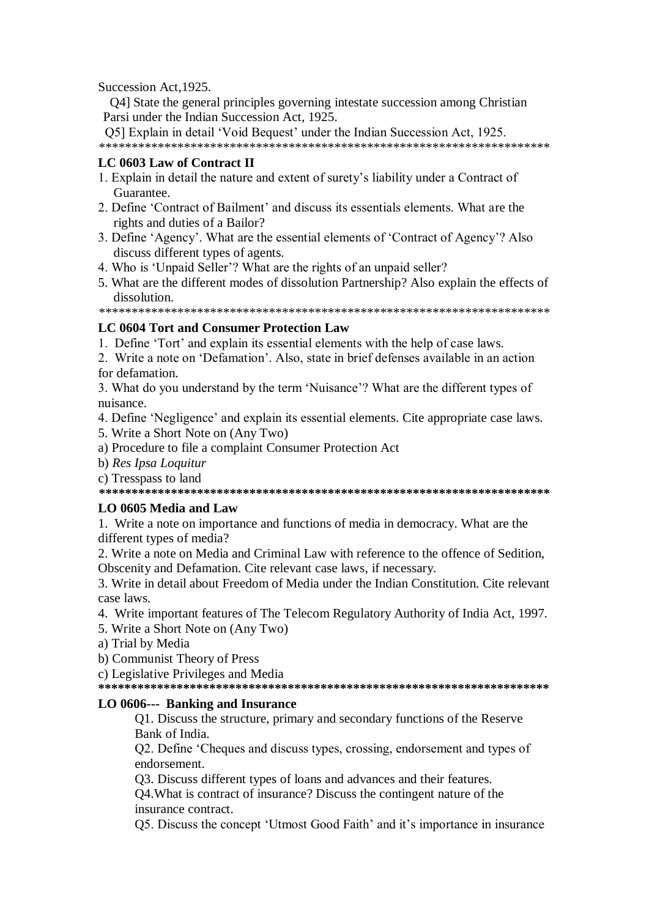Succession Act,1925.

Q4] State the general principles governing intestate succession among Christian Parsi under the Indian Succession Act, 1925.

Q5] Explain in detail 'Void Bequest' under the Indian Succession Act, 1925.

************************************************************************

**LC 0603 Law of Contract II**

1. Explain in detail the nature and extent of surety's liability under a Contract of Guarantee.
2. Define 'Contract of Bailment' and discuss its essentials elements. What are the rights and duties of a Bailor?
3. Define 'Agency'. What are the essential elements of 'Contract of Agency'? Also discuss different types of agents.
4. Who is 'Unpaid Seller'? What are the rights of an unpaid seller?
5. What are the different modes of dissolution Partnership? Also explain the effects of dissolution.

************************************************************************

**LC 0604 Tort and Consumer Protection Law**

1. Define 'Tort' and explain its essential elements with the help of case laws.
2. Write a note on 'Defamation'. Also, state in brief defenses available in an action for defamation.
3. What do you understand by the term 'Nuisance'? What are the different types of nuisance.
4. Define 'Negligence' and explain its essential elements. Cite appropriate case laws.
5. Write a Short Note on (Any Two)

a) Procedure to file a complaint Consumer Protection Act

b) *Res Ipsa Loquitur*

c) Tresspass to land

**************************************************************************

**LO 0605 Media and Law**

1. Write a note on importance and functions of media in democracy. What are the different types of media?
2. Write a note on Media and Criminal Law with reference to the offence of Sedition, Obscenity and Defamation. Cite relevant case laws, if necessary.
3. Write in detail about Freedom of Media under the Indian Constitution. Cite relevant case laws.
4. Write important features of The Telecom Regulatory Authority of India Act, 1997.
5. Write a Short Note on (Any Two)

a) Trial by Media

b) Communist Theory of Press

c) Legislative Privileges and Media

**************************************************************************

**LO 0606--- Banking and Insurance**

Q1. Discuss the structure, primary and secondary functions of the Reserve Bank of India.

Q2. Define 'Cheques and discuss types, crossing, endorsement and types of endorsement.

Q3. Discuss different types of loans and advances and their features.

Q4.What is contract of insurance? Discuss the contingent nature of the insurance contract.

Q5. Discuss the concept 'Utmost Good Faith' and it's importance in insurance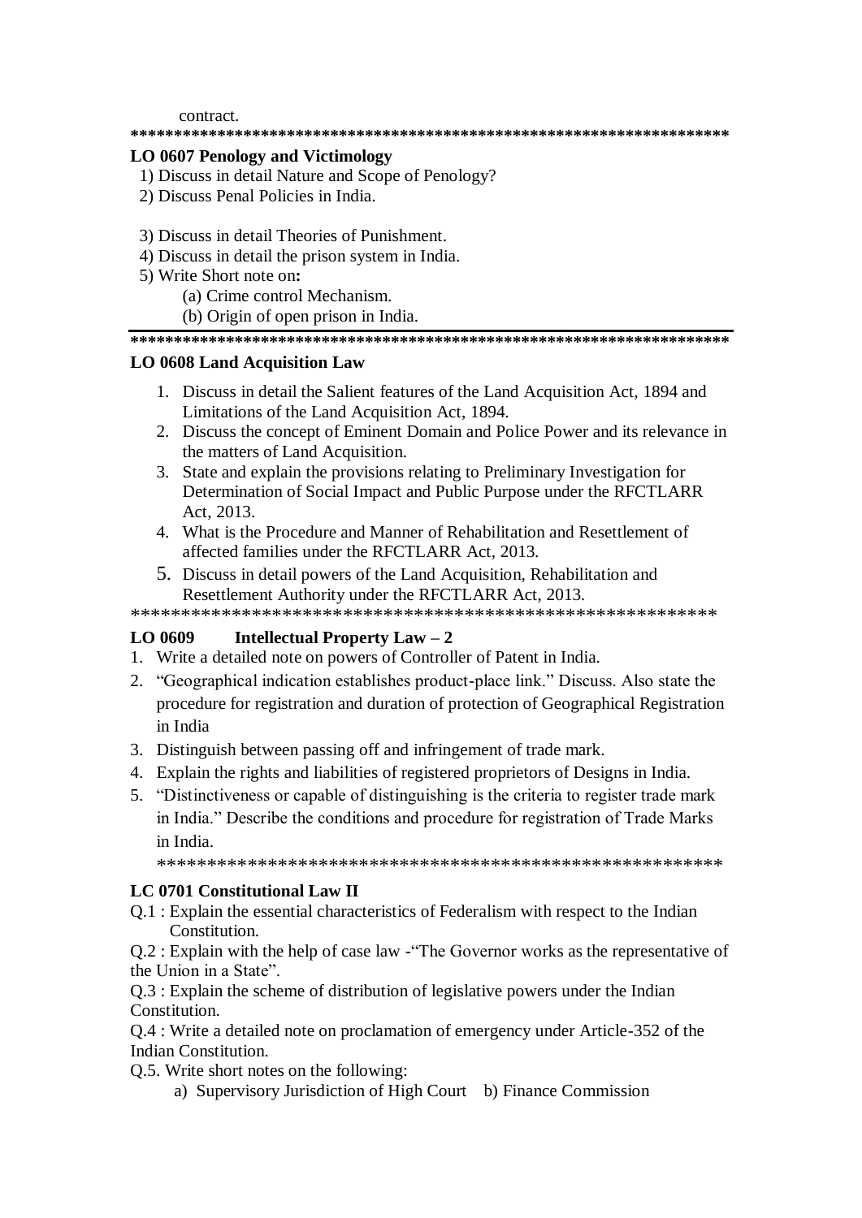contract.

***********************************************************************

**LO 0607 Penology and Victimology**

1) Discuss in detail Nature and Scope of Penology?
2) Discuss Penal Policies in India.

3) Discuss in detail Theories of Punishment.
4) Discuss in detail the prison system in India.
5) Write Short note on**:**
   (a) Crime control Mechanism.
   (b) Origin of open prison in India.

***********************************************************************

**LO 0608 Land Acquisition Law**

1. Discuss in detail the Salient features of the Land Acquisition Act, 1894 and Limitations of the Land Acquisition Act, 1894.
2. Discuss the concept of Eminent Domain and Police Power and its relevance in the matters of Land Acquisition.
3. State and explain the provisions relating to Preliminary Investigation for Determination of Social Impact and Public Purpose under the RFCTLARR Act, 2013.
4. What is the Procedure and Manner of Rehabilitation and Resettlement of affected families under the RFCTLARR Act, 2013.
5. Discuss in detail powers of the Land Acquisition, Rehabilitation and Resettlement Authority under the RFCTLARR Act, 2013.

***********************************************************

**LO 0609 Intellectual Property Law – 2**

1. Write a detailed note on powers of Controller of Patent in India.
2. "Geographical indication establishes product-place link." Discuss. Also state the procedure for registration and duration of protection of Geographical Registration in India
3. Distinguish between passing off and infringement of trade mark.
4. Explain the rights and liabilities of registered proprietors of Designs in India.
5. "Distinctiveness or capable of distinguishing is the criteria to register trade mark in India." Describe the conditions and procedure for registration of Trade Marks in India.

***********************************************************

**LC 0701 Constitutional Law II**

Q.1 : Explain the essential characteristics of Federalism with respect to the Indian Constitution.

Q.2 : Explain with the help of case law -"The Governor works as the representative of the Union in a State".

Q.3 : Explain the scheme of distribution of legislative powers under the Indian Constitution.

Q.4 : Write a detailed note on proclamation of emergency under Article-352 of the Indian Constitution.

Q.5. Write short notes on the following:
   a) Supervisory Jurisdiction of High Court b) Finance Commission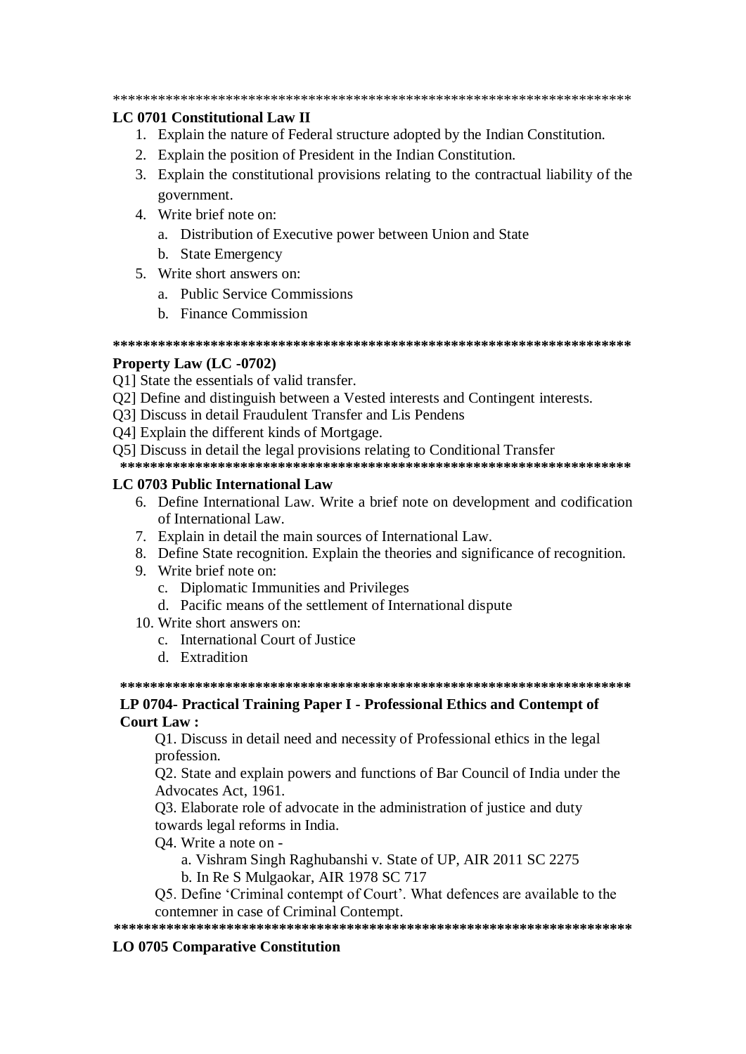**************************************************************************

**LC 0701 Constitutional Law II**

1. Explain the nature of Federal structure adopted by the Indian Constitution.
2. Explain the position of President in the Indian Constitution.
3. Explain the constitutional provisions relating to the contractual liability of the government.
4. Write brief note on:
   a. Distribution of Executive power between Union and State
   b. State Emergency
5. Write short answers on:
   a. Public Service Commissions
   b. Finance Commission

**************************************************************************

**Property Law (LC -0702)**

Q1] State the essentials of valid transfer.

Q2] Define and distinguish between a Vested interests and Contingent interests.

Q3] Discuss in detail Fraudulent Transfer and Lis Pendens

Q4] Explain the different kinds of Mortgage.

Q5] Discuss in detail the legal provisions relating to Conditional Transfer

**************************************************************************

**LC 0703 Public International Law**

6. Define International Law. Write a brief note on development and codification of International Law.
7. Explain in detail the main sources of International Law.
8. Define State recognition. Explain the theories and significance of recognition.
9. Write brief note on:
   c. Diplomatic Immunities and Privileges
   d. Pacific means of the settlement of International dispute
10. Write short answers on:
    c. International Court of Justice
    d. Extradition

**************************************************************************

**LP 0704- Practical Training Paper I - Professional Ethics and Contempt of Court Law :**

Q1. Discuss in detail need and necessity of Professional ethics in the legal profession.

Q2. State and explain powers and functions of Bar Council of India under the Advocates Act, 1961.

Q3. Elaborate role of advocate in the administration of justice and duty towards legal reforms in India.

Q4. Write a note on -

a. Vishram Singh Raghubanshi v. State of UP, AIR 2011 SC 2275

b. In Re S Mulgaokar, AIR 1978 SC 717

Q5. Define 'Criminal contempt of Court'. What defences are available to the contemner in case of Criminal Contempt.

**************************************************************************

**LO 0705 Comparative Constitution**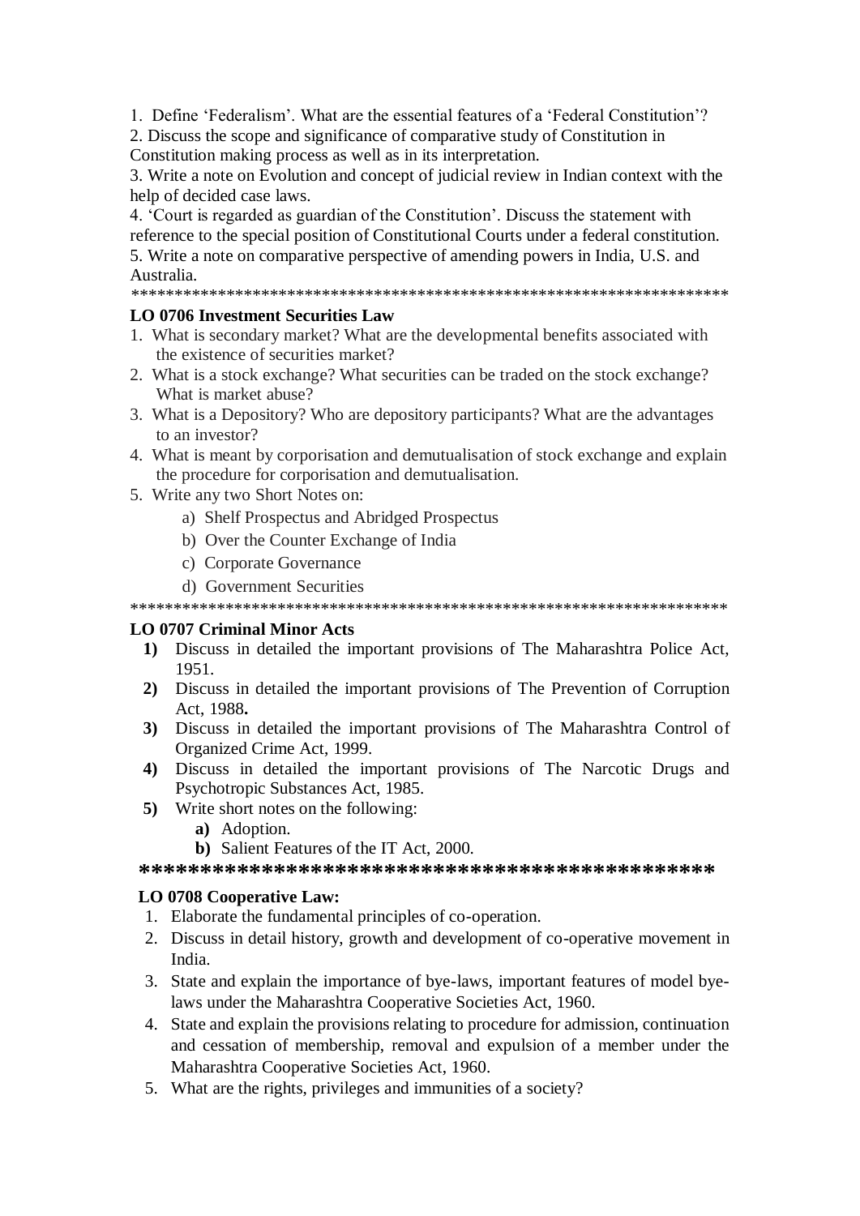1. Define ‘Federalism’. What are the essential features of a ‘Federal Constitution’?
2. Discuss the scope and significance of comparative study of Constitution in Constitution making process as well as in its interpretation.
3. Write a note on Evolution and concept of judicial review in Indian context with the help of decided case laws.
4. ‘Court is regarded as guardian of the Constitution’. Discuss the statement with reference to the special position of Constitutional Courts under a federal constitution.
5. Write a note on comparative perspective of amending powers in India, U.S. and Australia.

**************************************************************************

**LO 0706 Investment Securities Law**

1. What is secondary market? What are the developmental benefits associated with the existence of securities market?
2. What is a stock exchange? What securities can be traded on the stock exchange? What is market abuse?
3. What is a Depository? Who are depository participants? What are the advantages to an investor?
4. What is meant by corporisation and demutualisation of stock exchange and explain the procedure for corporisation and demutualisation.
5. Write any two Short Notes on:
   a) Shelf Prospectus and Abridged Prospectus
   b) Over the Counter Exchange of India
   c) Corporate Governance
   d) Government Securities

**************************************************************************

**LO 0707 Criminal Minor Acts**

1) Discuss in detailed the important provisions of The Maharashtra Police Act, 1951.
2) Discuss in detailed the important provisions of The Prevention of Corruption Act, 1988**.**
3) Discuss in detailed the important provisions of The Maharashtra Control of Organized Crime Act, 1999.
4) Discuss in detailed the important provisions of The Narcotic Drugs and Psychotropic Substances Act, 1985.
5) Write short notes on the following:
   **a)** Adoption.
   **b)** Salient Features of the IT Act, 2000.

**************************************************

**LO 0708 Cooperative Law:**

1. Elaborate the fundamental principles of co-operation.
2. Discuss in detail history, growth and development of co-operative movement in India.
3. State and explain the importance of bye-laws, important features of model bye-laws under the Maharashtra Cooperative Societies Act, 1960.
4. State and explain the provisions relating to procedure for admission, continuation and cessation of membership, removal and expulsion of a member under the Maharashtra Cooperative Societies Act, 1960.
5. What are the rights, privileges and immunities of a society?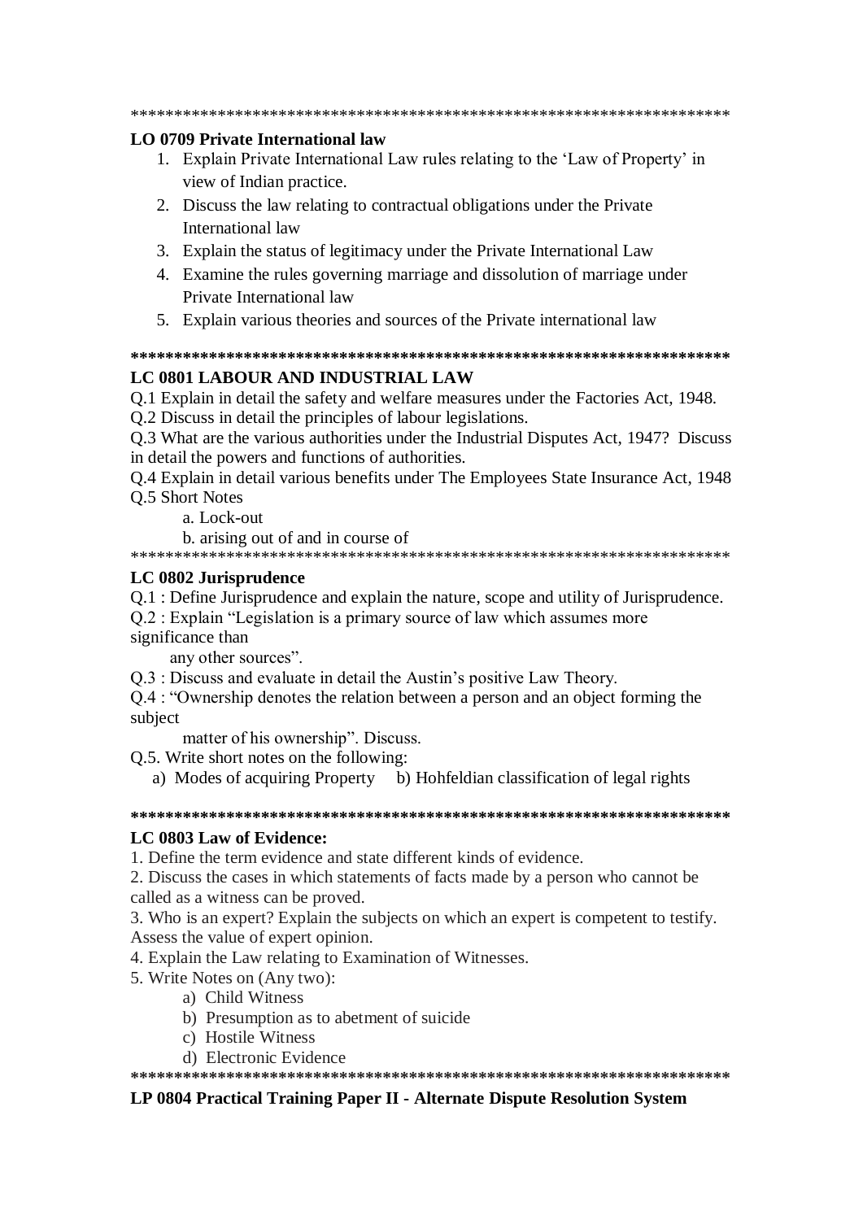************************************************************************

**LO 0709 Private International law**

1. Explain Private International Law rules relating to the 'Law of Property' in view of Indian practice.
2. Discuss the law relating to contractual obligations under the Private International law
3. Explain the status of legitimacy under the Private International Law
4. Examine the rules governing marriage and dissolution of marriage under Private International law
5. Explain various theories and sources of the Private international law

************************************************************************

**LC 0801 LABOUR AND INDUSTRIAL LAW**

Q.1 Explain in detail the safety and welfare measures under the Factories Act, 1948.

Q.2 Discuss in detail the principles of labour legislations.

Q.3 What are the various authorities under the Industrial Disputes Act, 1947? Discuss in detail the powers and functions of authorities.

Q.4 Explain in detail various benefits under The Employees State Insurance Act, 1948

Q.5 Short Notes

a. Lock-out

b. arising out of and in course of

************************************************************************

**LC 0802 Jurisprudence**

Q.1 : Define Jurisprudence and explain the nature, scope and utility of Jurisprudence.

Q.2 : Explain "Legislation is a primary source of law which assumes more significance than any other sources".

Q.3 : Discuss and evaluate in detail the Austin's positive Law Theory.

Q.4 : "Ownership denotes the relation between a person and an object forming the subject matter of his ownership". Discuss.

Q.5. Write short notes on the following:

a) Modes of acquiring Property  b) Hohfeldian classification of legal rights

************************************************************************

**LC 0803 Law of Evidence:**

1. Define the term evidence and state different kinds of evidence.
2. Discuss the cases in which statements of facts made by a person who cannot be called as a witness can be proved.
3. Who is an expert? Explain the subjects on which an expert is competent to testify. Assess the value of expert opinion.
4. Explain the Law relating to Examination of Witnesses.
5. Write Notes on (Any two):
   a) Child Witness
   b) Presumption as to abetment of suicide
   c) Hostile Witness
   d) Electronic Evidence

************************************************************************

**LP 0804 Practical Training Paper II - Alternate Dispute Resolution System**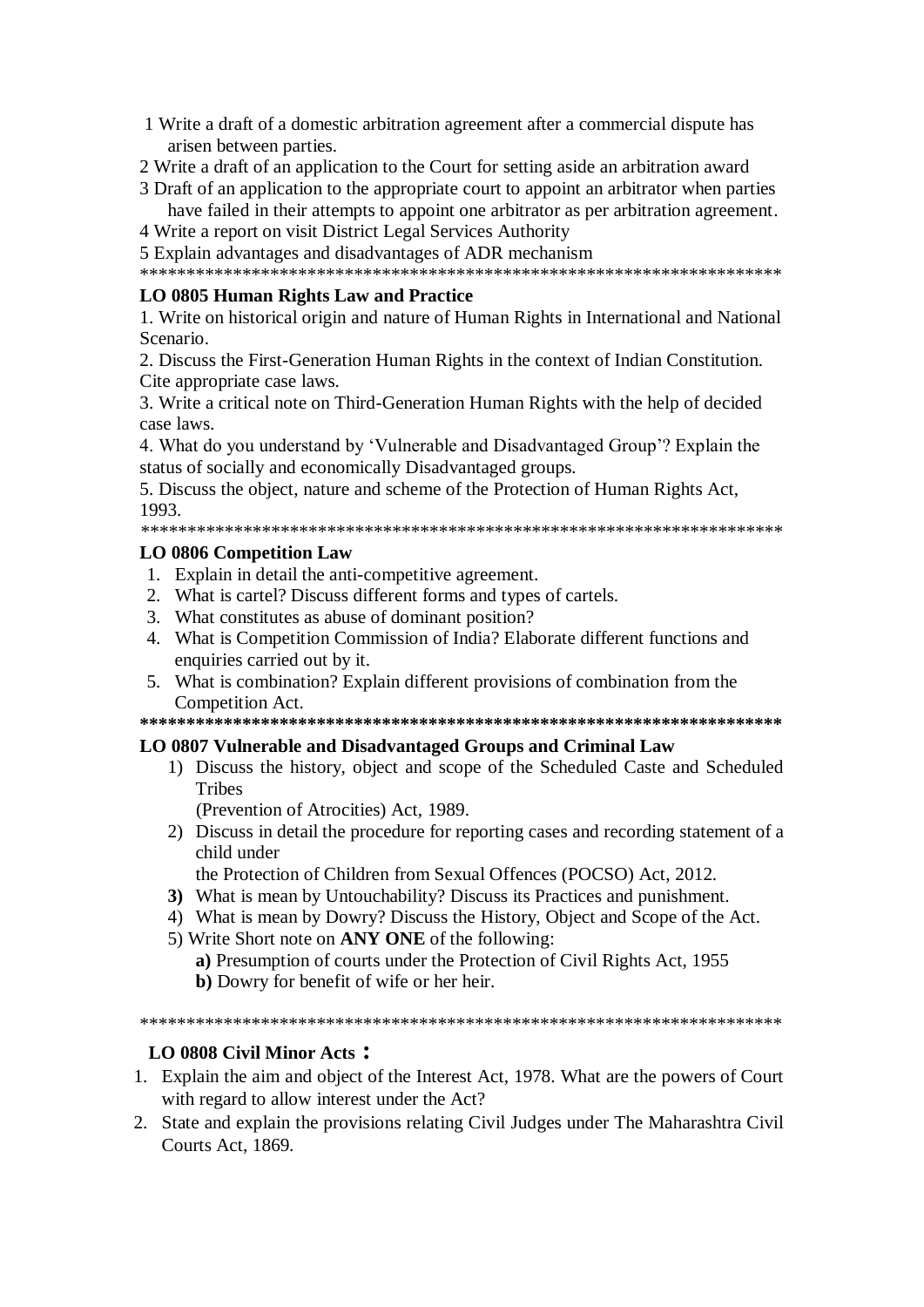1 Write a draft of a domestic arbitration agreement after a commercial dispute has arisen between parties.

2 Write a draft of an application to the Court for setting aside an arbitration award

3 Draft of an application to the appropriate court to appoint an arbitrator when parties have failed in their attempts to appoint one arbitrator as per arbitration agreement.

4 Write a report on visit District Legal Services Authority

5 Explain advantages and disadvantages of ADR mechanism

**********************************************************************

**LO 0805 Human Rights Law and Practice**

1. Write on historical origin and nature of Human Rights in International and National Scenario.
2. Discuss the First-Generation Human Rights in the context of Indian Constitution. Cite appropriate case laws.
3. Write a critical note on Third-Generation Human Rights with the help of decided case laws.
4. What do you understand by 'Vulnerable and Disadvantaged Group'? Explain the status of socially and economically Disadvantaged groups.
5. Discuss the object, nature and scheme of the Protection of Human Rights Act, 1993.

**********************************************************************

**LO 0806 Competition Law**

1. Explain in detail the anti-competitive agreement.
2. What is cartel? Discuss different forms and types of cartels.
3. What constitutes as abuse of dominant position?
4. What is Competition Commission of India? Elaborate different functions and enquiries carried out by it.
5. What is combination? Explain different provisions of combination from the Competition Act.

**********************************************************************

**LO 0807 Vulnerable and Disadvantaged Groups and Criminal Law**

1) Discuss the history, object and scope of the Scheduled Caste and Scheduled Tribes (Prevention of Atrocities) Act, 1989.
2) Discuss in detail the procedure for reporting cases and recording statement of a child under the Protection of Children from Sexual Offences (POCSO) Act, 2012.
3) What is mean by Untouchability? Discuss its Practices and punishment.
4) What is mean by Dowry? Discuss the History, Object and Scope of the Act.
5) Write Short note on **ANY ONE** of the following:
   - **a)** Presumption of courts under the Protection of Civil Rights Act, 1955
   - **b)** Dowry for benefit of wife or her heir.

**********************************************************************

**LO 0808 Civil Minor Acts :**

1. Explain the aim and object of the Interest Act, 1978. What are the powers of Court with regard to allow interest under the Act?
2. State and explain the provisions relating Civil Judges under The Maharashtra Civil Courts Act, 1869.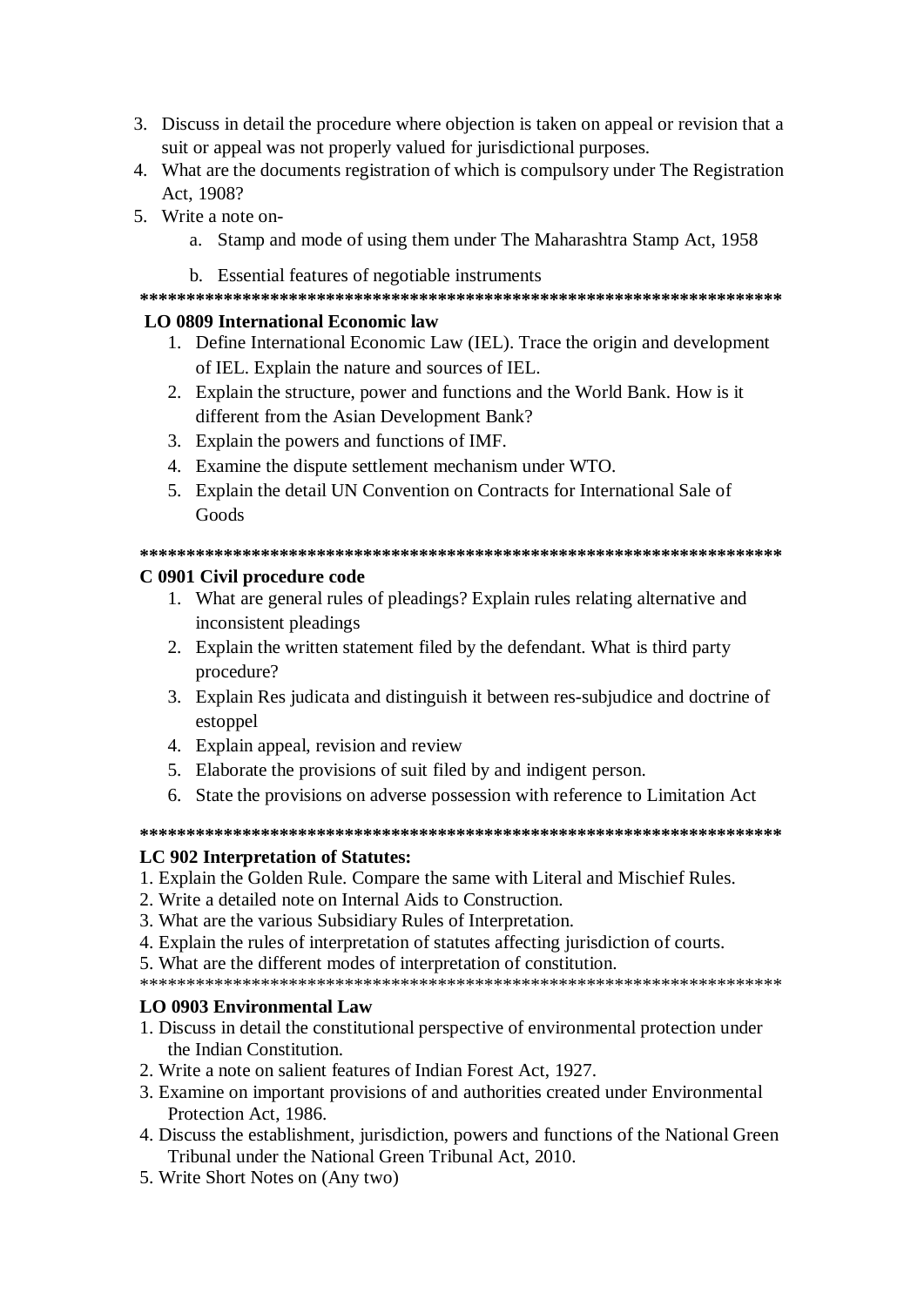3. Discuss in detail the procedure where objection is taken on appeal or revision that a suit or appeal was not properly valued for jurisdictional purposes.
4. What are the documents registration of which is compulsory under The Registration Act, 1908?
5. Write a note on-
   a. Stamp and mode of using them under The Maharashtra Stamp Act, 1958
   b. Essential features of negotiable instruments

**************************************************************************

**LO 0809 International Economic law**

1. Define International Economic Law (IEL). Trace the origin and development of IEL. Explain the nature and sources of IEL.
2. Explain the structure, power and functions and the World Bank. How is it different from the Asian Development Bank?
3. Explain the powers and functions of IMF.
4. Examine the dispute settlement mechanism under WTO.
5. Explain the detail UN Convention on Contracts for International Sale of Goods

**************************************************************************

**C 0901 Civil procedure code**

1. What are general rules of pleadings? Explain rules relating alternative and inconsistent pleadings
2. Explain the written statement filed by the defendant. What is third party procedure?
3. Explain Res judicata and distinguish it between res-subjudice and doctrine of estoppel
4. Explain appeal, revision and review
5. Elaborate the provisions of suit filed by and indigent person.
6. State the provisions on adverse possession with reference to Limitation Act

**************************************************************************

**LC 902 Interpretation of Statutes:**

1. Explain the Golden Rule. Compare the same with Literal and Mischief Rules.
2. Write a detailed note on Internal Aids to Construction.
3. What are the various Subsidiary Rules of Interpretation.
4. Explain the rules of interpretation of statutes affecting jurisdiction of courts.
5. What are the different modes of interpretation of constitution.

**************************************************************************

**LO 0903 Environmental Law**

1. Discuss in detail the constitutional perspective of environmental protection under the Indian Constitution.
2. Write a note on salient features of Indian Forest Act, 1927.
3. Examine on important provisions of and authorities created under Environmental Protection Act, 1986.
4. Discuss the establishment, jurisdiction, powers and functions of the National Green Tribunal under the National Green Tribunal Act, 2010.
5. Write Short Notes on (Any two)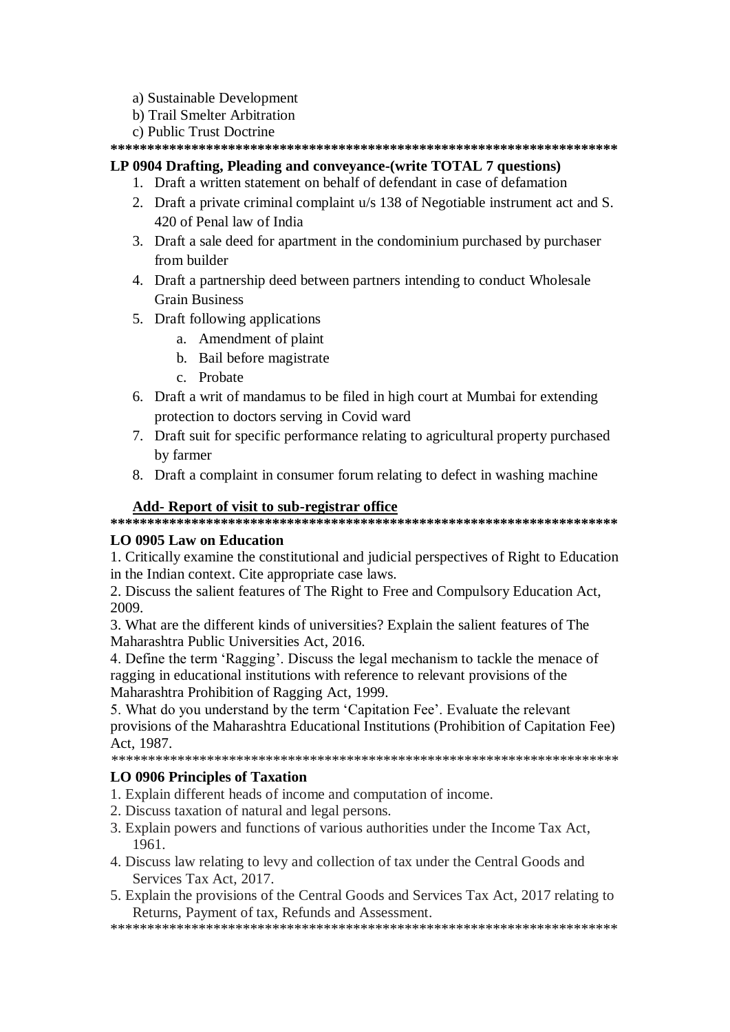a) Sustainable Development
b) Trail Smelter Arbitration
c) Public Trust Doctrine

**************************************************************************

**LP 0904 Drafting, Pleading and conveyance-(write TOTAL 7 questions)**

1. Draft a written statement on behalf of defendant in case of defamation
2. Draft a private criminal complaint u/s 138 of Negotiable instrument act and S. 420 of Penal law of India
3. Draft a sale deed for apartment in the condominium purchased by purchaser from builder
4. Draft a partnership deed between partners intending to conduct Wholesale Grain Business
5. Draft following applications
    a. Amendment of plaint
    b. Bail before magistrate
    c. Probate
6. Draft a writ of mandamus to be filed in high court at Mumbai for extending protection to doctors serving in Covid ward
7. Draft suit for specific performance relating to agricultural property purchased by farmer
8. Draft a complaint in consumer forum relating to defect in washing machine

**<u>Add- Report of visit to sub-registrar office</u>**

**************************************************************************

**LO 0905 Law on Education**

1. Critically examine the constitutional and judicial perspectives of Right to Education in the Indian context. Cite appropriate case laws.
2. Discuss the salient features of The Right to Free and Compulsory Education Act, 2009.
3. What are the different kinds of universities? Explain the salient features of The Maharashtra Public Universities Act, 2016.
4. Define the term 'Ragging'. Discuss the legal mechanism to tackle the menace of ragging in educational institutions with reference to relevant provisions of the Maharashtra Prohibition of Ragging Act, 1999.
5. What do you understand by the term 'Capitation Fee'. Evaluate the relevant provisions of the Maharashtra Educational Institutions (Prohibition of Capitation Fee) Act, 1987.

**************************************************************************

**LO 0906 Principles of Taxation**

1. Explain different heads of income and computation of income.
2. Discuss taxation of natural and legal persons.
3. Explain powers and functions of various authorities under the Income Tax Act, 1961.
4. Discuss law relating to levy and collection of tax under the Central Goods and Services Tax Act, 2017.
5. Explain the provisions of the Central Goods and Services Tax Act, 2017 relating to Returns, Payment of tax, Refunds and Assessment.

**************************************************************************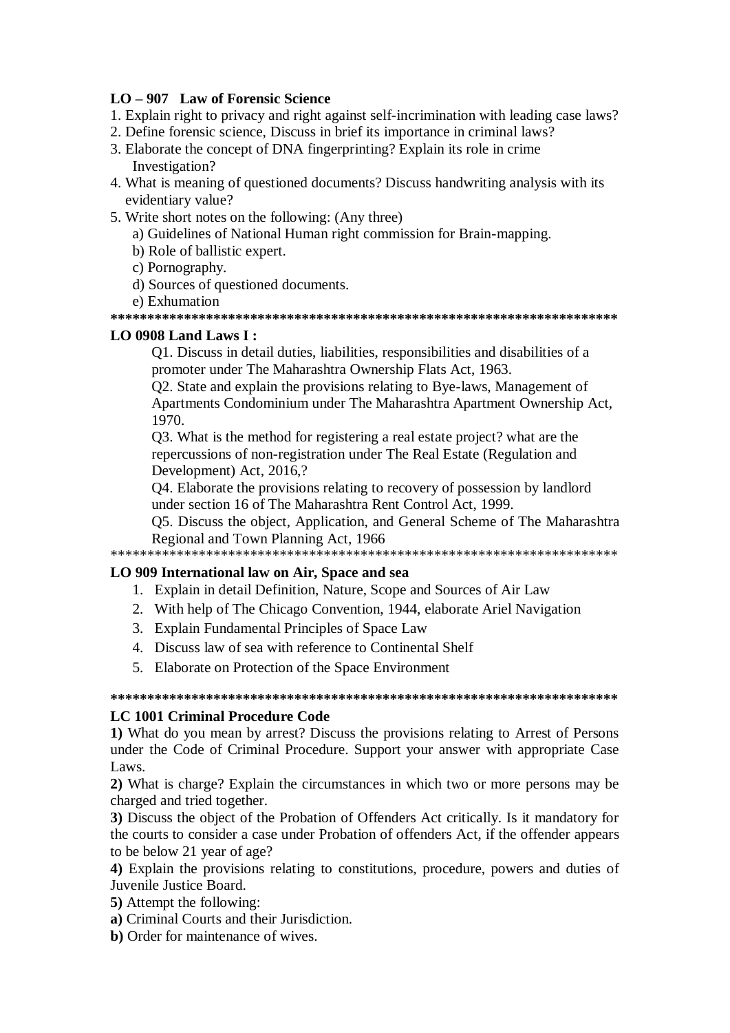**LO – 907 Law of Forensic Science**

1. Explain right to privacy and right against self-incrimination with leading case laws?
2. Define forensic science, Discuss in brief its importance in criminal laws?
3. Elaborate the concept of DNA fingerprinting? Explain its role in crime Investigation?
4. What is meaning of questioned documents? Discuss handwriting analysis with its evidentiary value?
5. Write short notes on the following: (Any three)
   a) Guidelines of National Human right commission for Brain-mapping.
   b) Role of ballistic expert.
   c) Pornography.
   d) Sources of questioned documents.
   e) Exhumation

**************************************************************************

**LO 0908 Land Laws I :**

Q1. Discuss in detail duties, liabilities, responsibilities and disabilities of a promoter under The Maharashtra Ownership Flats Act, 1963.

Q2. State and explain the provisions relating to Bye-laws, Management of Apartments Condominium under The Maharashtra Apartment Ownership Act, 1970.

Q3. What is the method for registering a real estate project? what are the repercussions of non-registration under The Real Estate (Regulation and Development) Act, 2016,?

Q4. Elaborate the provisions relating to recovery of possession by landlord under section 16 of The Maharashtra Rent Control Act, 1999.

Q5. Discuss the object, Application, and General Scheme of The Maharashtra Regional and Town Planning Act, 1966

**************************************************************************

**LO 909 International law on Air, Space and sea**

1. Explain in detail Definition, Nature, Scope and Sources of Air Law
2. With help of The Chicago Convention, 1944, elaborate Ariel Navigation
3. Explain Fundamental Principles of Space Law
4. Discuss law of sea with reference to Continental Shelf
5. Elaborate on Protection of the Space Environment

**************************************************************************

**LC 1001 Criminal Procedure Code**

**1)** What do you mean by arrest? Discuss the provisions relating to Arrest of Persons under the Code of Criminal Procedure. Support your answer with appropriate Case Laws.

**2)** What is charge? Explain the circumstances in which two or more persons may be charged and tried together.

**3)** Discuss the object of the Probation of Offenders Act critically. Is it mandatory for the courts to consider a case under Probation of offenders Act, if the offender appears to be below 21 year of age?

**4)** Explain the provisions relating to constitutions, procedure, powers and duties of Juvenile Justice Board.

**5)** Attempt the following:

**a)** Criminal Courts and their Jurisdiction.

**b)** Order for maintenance of wives.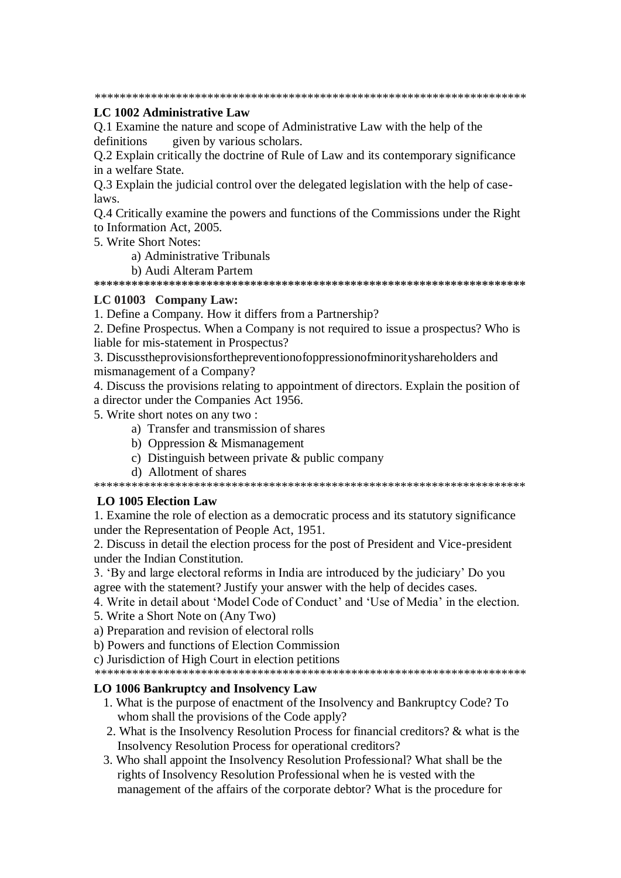************************************************************************

**LC 1002 Administrative Law**

Q.1 Examine the nature and scope of Administrative Law with the help of the definitions given by various scholars.

Q.2 Explain critically the doctrine of Rule of Law and its contemporary significance in a welfare State.

Q.3 Explain the judicial control over the delegated legislation with the help of case-laws.

Q.4 Critically examine the powers and functions of the Commissions under the Right to Information Act, 2005.

5. Write Short Notes:

a) Administrative Tribunals

b) Audi Alteram Partem

************************************************************************

**LC 01003 Company Law:**

1. Define a Company. How it differs from a Partnership?
2. Define Prospectus. When a Company is not required to issue a prospectus? Who is liable for mis-statement in Prospectus?
3. Discusstheprovisionsforthepreventionofoppressionofminorityshareholders and mismanagement of a Company?
4. Discuss the provisions relating to appointment of directors. Explain the position of a director under the Companies Act 1956.
5. Write short notes on any two :
   a) Transfer and transmission of shares
   b) Oppression & Mismanagement
   c) Distinguish between private & public company
   d) Allotment of shares

************************************************************************

**LO 1005 Election Law**

1. Examine the role of election as a democratic process and its statutory significance under the Representation of People Act, 1951.
2. Discuss in detail the election process for the post of President and Vice-president under the Indian Constitution.
3. 'By and large electoral reforms in India are introduced by the judiciary' Do you agree with the statement? Justify your answer with the help of decides cases.
4. Write in detail about 'Model Code of Conduct' and 'Use of Media' in the election.
5. Write a Short Note on (Any Two)

a) Preparation and revision of electoral rolls

b) Powers and functions of Election Commission

c) Jurisdiction of High Court in election petitions

************************************************************************

**LO 1006 Bankruptcy and Insolvency Law**

1. What is the purpose of enactment of the Insolvency and Bankruptcy Code? To whom shall the provisions of the Code apply?
2. What is the Insolvency Resolution Process for financial creditors? & what is the Insolvency Resolution Process for operational creditors?
3. Who shall appoint the Insolvency Resolution Professional? What shall be the rights of Insolvency Resolution Professional when he is vested with the management of the affairs of the corporate debtor? What is the procedure for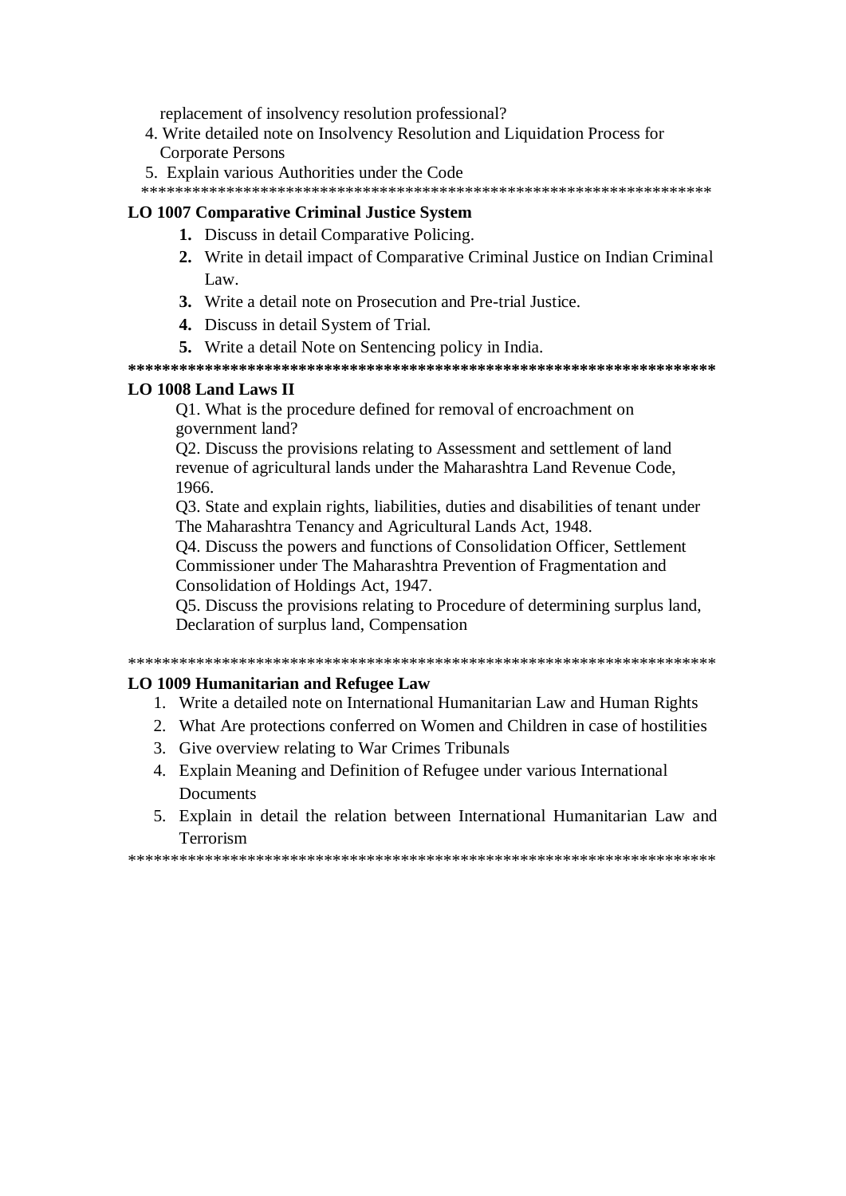replacement of insolvency resolution professional?

4. Write detailed note on Insolvency Resolution and Liquidation Process for Corporate Persons
5. Explain various Authorities under the Code

**********************************************************************

**LO 1007 Comparative Criminal Justice System**

1. Discuss in detail Comparative Policing.
2. Write in detail impact of Comparative Criminal Justice on Indian Criminal Law.
3. Write a detail note on Prosecution and Pre-trial Justice.
4. Discuss in detail System of Trial.
5. Write a detail Note on Sentencing policy in India.

**********************************************************************

**LO 1008 Land Laws II**

Q1. What is the procedure defined for removal of encroachment on government land?

Q2. Discuss the provisions relating to Assessment and settlement of land revenue of agricultural lands under the Maharashtra Land Revenue Code, 1966.

Q3. State and explain rights, liabilities, duties and disabilities of tenant under The Maharashtra Tenancy and Agricultural Lands Act, 1948.

Q4. Discuss the powers and functions of Consolidation Officer, Settlement Commissioner under The Maharashtra Prevention of Fragmentation and Consolidation of Holdings Act, 1947.

Q5. Discuss the provisions relating to Procedure of determining surplus land, Declaration of surplus land, Compensation

**********************************************************************

**LO 1009 Humanitarian and Refugee Law**

1. Write a detailed note on International Humanitarian Law and Human Rights
2. What Are protections conferred on Women and Children in case of hostilities
3. Give overview relating to War Crimes Tribunals
4. Explain Meaning and Definition of Refugee under various International Documents
5. Explain in detail the relation between International Humanitarian Law and Terrorism

**********************************************************************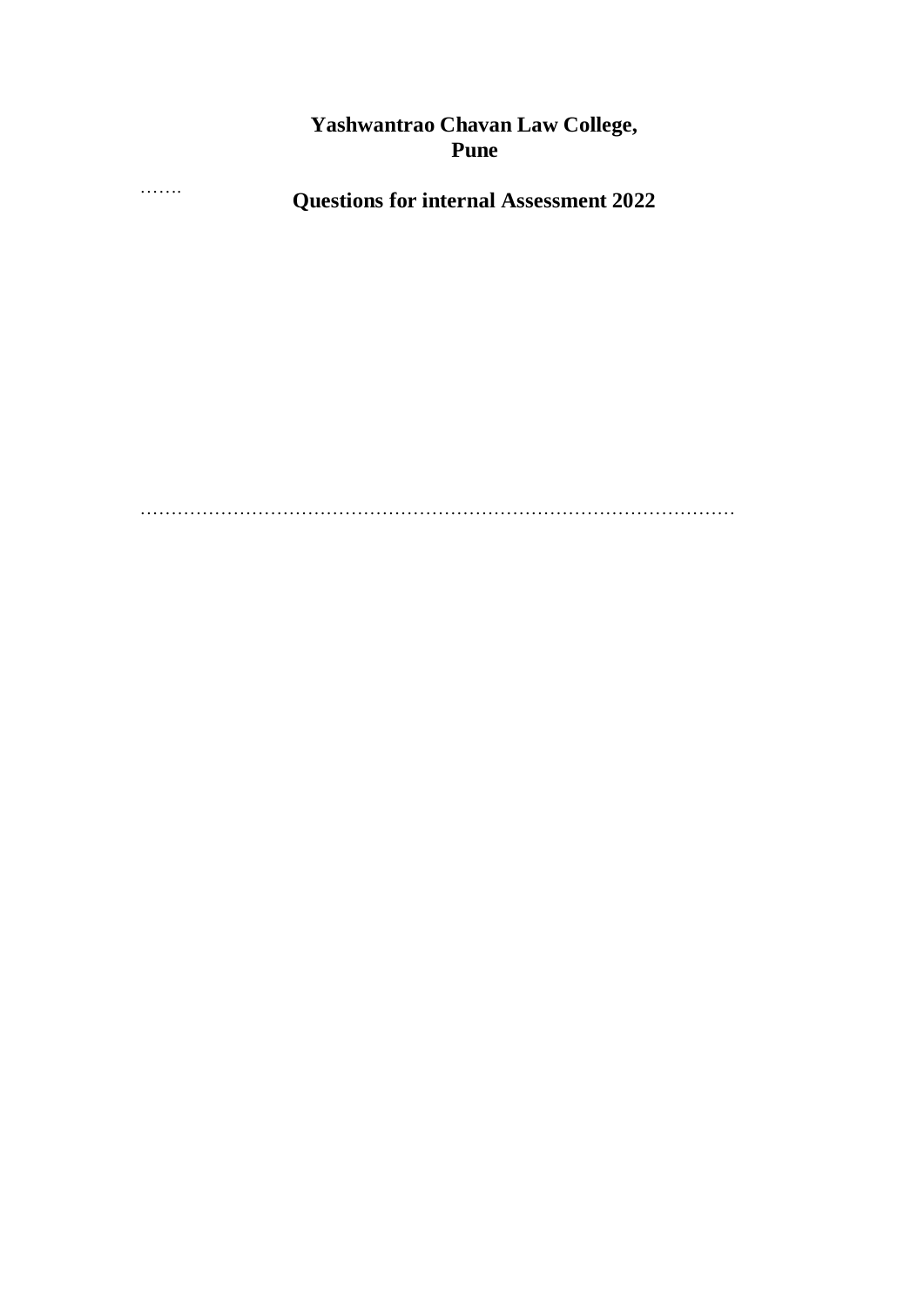**Yashwantrao Chavan Law College,**
**Pune**

…….

**Questions for internal Assessment 2022**

……………………………………………………………………………………